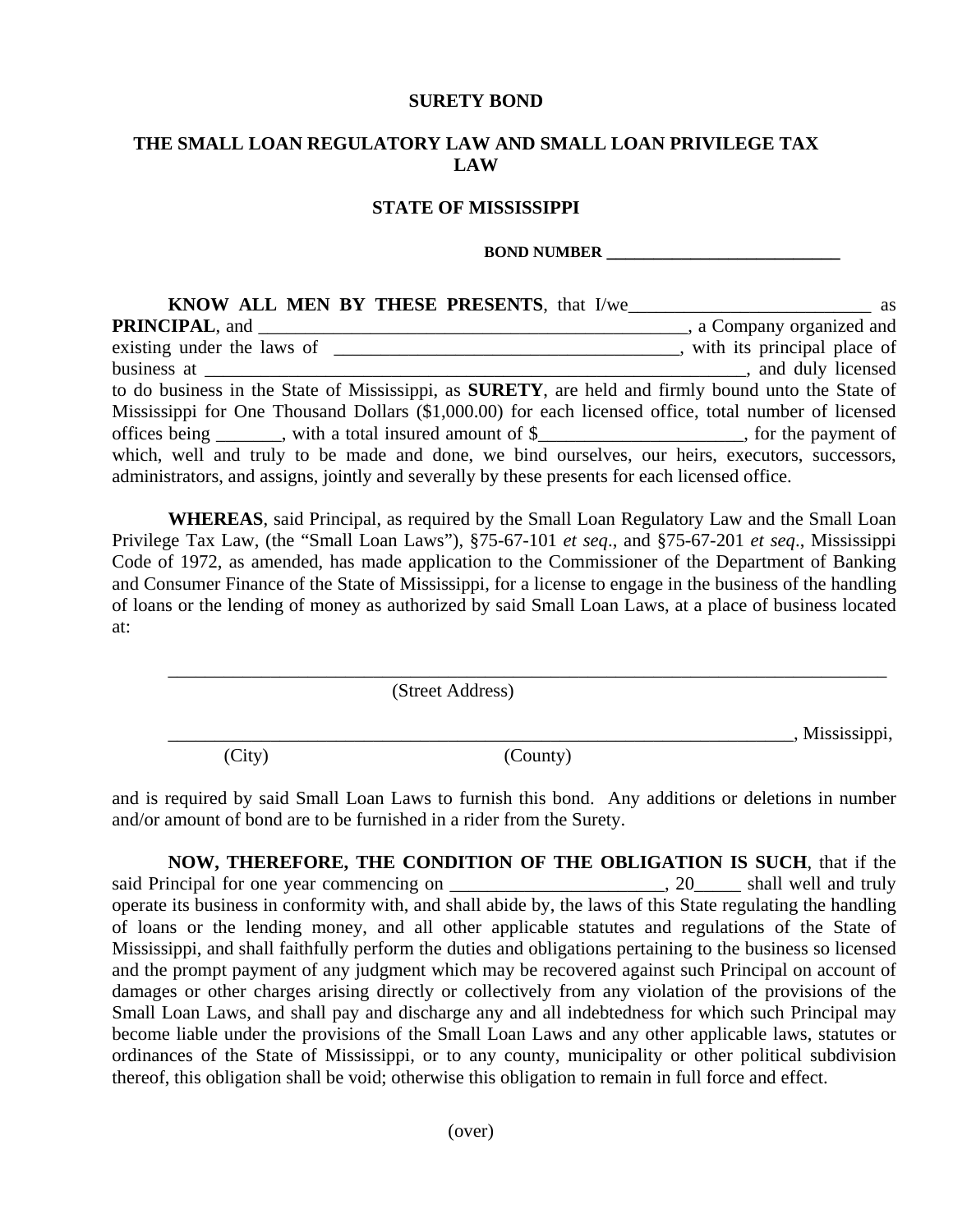# SURETY BOND

## THE SMALL LOAN REGULATORY LAW AND SMALL LOAN PRIVILEGE TAX LAW

## STATE OF MISSISSIPPI

**BOND NUMBER ____________________________**

**KNOW ALL MEN BY THESE PRESENTS**, that I/we__________________________ as **PRINCIPAL**, and ________________________________________________, a Company organized and existing under the laws of ______________________________________, with its principal place of business at _____________________________________________________________, and duly licensed to do business in the State of Mississippi, as **SURETY**, are held and firmly bound unto the State of Mississippi for One Thousand Dollars ($1,000.00) for each licensed office, total number of licensed offices being _______, with a total insured amount of $______________________, for the payment of which, well and truly to be made and done, we bind ourselves, our heirs, executors, successors, administrators, and assigns, jointly and severally by these presents for each licensed office.

**WHEREAS**, said Principal, as required by the Small Loan Regulatory Law and the Small Loan Privilege Tax Law, (the "Small Loan Laws"), §75-67-101 *et seq*., and §75-67-201 *et seq*., Mississippi Code of 1972, as amended, has made application to the Commissioner of the Department of Banking and Consumer Finance of the State of Mississippi, for a license to engage in the business of the handling of loans or the lending of money as authorized by said Small Loan Laws, at a place of business located at:

_______________________________________________________________________________
(Street Address)

_______________________________________________________________________, Mississippi,
(City) (County)

and is required by said Small Loan Laws to furnish this bond. Any additions or deletions in number and/or amount of bond are to be furnished in a rider from the Surety.

**NOW, THEREFORE, THE CONDITION OF THE OBLIGATION IS SUCH**, that if the said Principal for one year commencing on _______________________, 20_____ shall well and truly operate its business in conformity with, and shall abide by, the laws of this State regulating the handling of loans or the lending money, and all other applicable statutes and regulations of the State of Mississippi, and shall faithfully perform the duties and obligations pertaining to the business so licensed and the prompt payment of any judgment which may be recovered against such Principal on account of damages or other charges arising directly or collectively from any violation of the provisions of the Small Loan Laws, and shall pay and discharge any and all indebtedness for which such Principal may become liable under the provisions of the Small Loan Laws and any other applicable laws, statutes or ordinances of the State of Mississippi, or to any county, municipality or other political subdivision thereof, this obligation shall be void; otherwise this obligation to remain in full force and effect.

(over)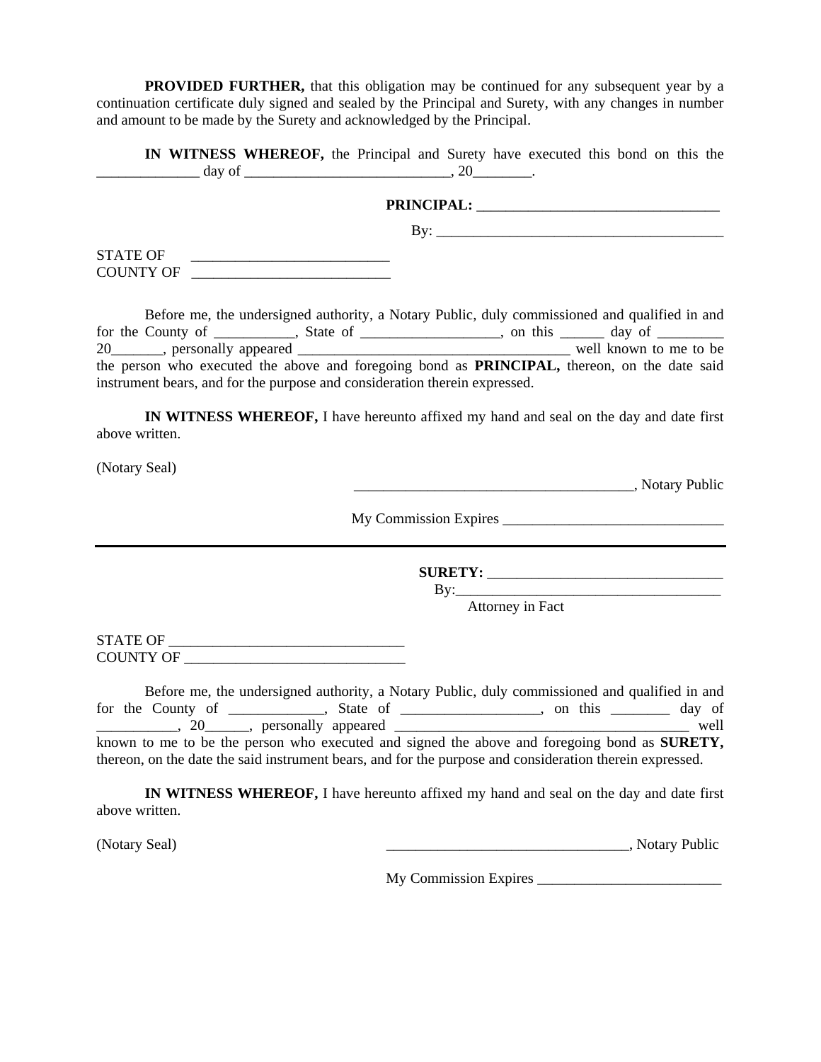**PROVIDED FURTHER,** that this obligation may be continued for any subsequent year by a continuation certificate duly signed and sealed by the Principal and Surety, with any changes in number and amount to be made by the Surety and acknowledged by the Principal.

**IN WITNESS WHEREOF,** the Principal and Surety have executed this bond on this the ______________ day of ____________________________, 20________.

**PRINCIPAL:** _________________________________

By: ________________________________________

STATE OF ___________________________
COUNTY OF ___________________________

Before me, the undersigned authority, a Notary Public, duly commissioned and qualified in and for the County of ___________, State of ___________________, on this ______ day of _________ 20_______, personally appeared _____________________________________ well known to me to be the person who executed the above and foregoing bond as **PRINCIPAL,** thereon, on the date said instrument bears, and for the purpose and consideration therein expressed.

**IN WITNESS WHEREOF,** I have hereunto affixed my hand and seal on the day and date first above written.

(Notary Seal)

_______________________________________, Notary Public

My Commission Expires ______________________________

---

**SURETY:** ________________________________
By:____________________________________
Attorney in Fact

STATE OF _________________________________
COUNTY OF ______________________________

Before me, the undersigned authority, a Notary Public, duly commissioned and qualified in and for the County of _____________, State of ___________________, on this ________ day of ___________, 20______, personally appeared ________________________________________ well known to me to be the person who executed and signed the above and foregoing bond as **SURETY,** thereon, on the date the said instrument bears, and for the purpose and consideration therein expressed.

**IN WITNESS WHEREOF,** I have hereunto affixed my hand and seal on the day and date first above written.

(Notary Seal) _________________________________, Notary Public

My Commission Expires _________________________